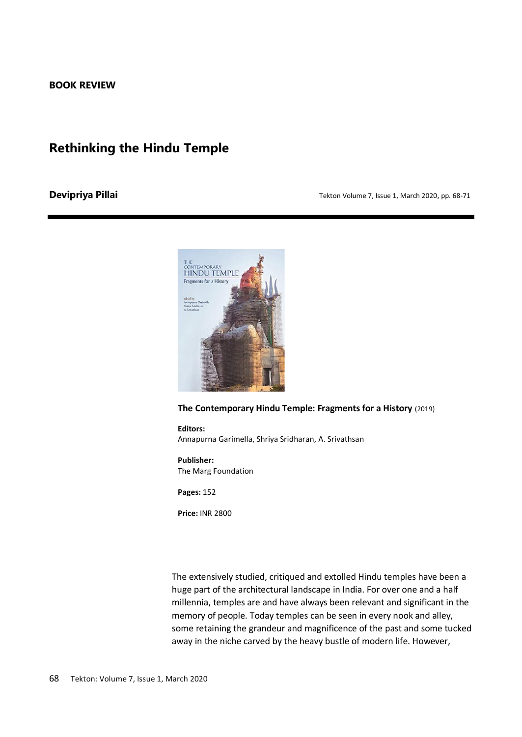**BOOK REVIEW**

# Rethinking the Hindu Temple

**Devipriya Pillai**

**The Contemporary Hindu Temple: Fragments for a History** (2019)

**Editors:**
Annapurna Garimella, Shriya Sridharan, A. Srivathsan

**Publisher:**
The Marg Foundation

**Pages:** 152

**Price:** INR 2800

The extensively studied, critiqued and extolled Hindu temples have been a huge part of the architectural landscape in India. For over one and a half millennia, temples are and have always been relevant and significant in the memory of people. Today temples can be seen in every nook and alley, some retaining the grandeur and magnificence of the past and some tucked away in the niche carved by the heavy bustle of modern life. However,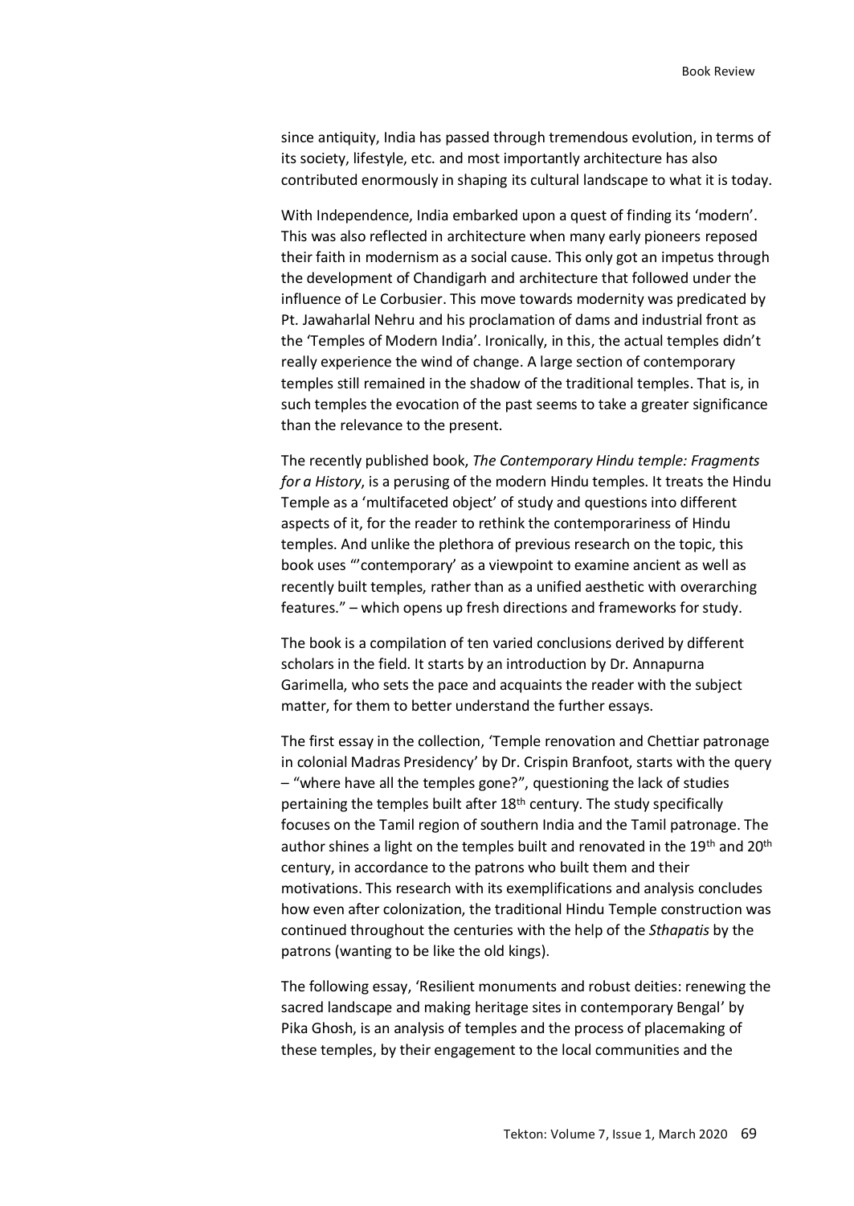since antiquity, India has passed through tremendous evolution, in terms of its society, lifestyle, etc. and most importantly architecture has also contributed enormously in shaping its cultural landscape to what it is today.

With Independence, India embarked upon a quest of finding its 'modern'. This was also reflected in architecture when many early pioneers reposed their faith in modernism as a social cause. This only got an impetus through the development of Chandigarh and architecture that followed under the influence of Le Corbusier. This move towards modernity was predicated by Pt. Jawaharlal Nehru and his proclamation of dams and industrial front as the 'Temples of Modern India'. Ironically, in this, the actual temples didn't really experience the wind of change. A large section of contemporary temples still remained in the shadow of the traditional temples. That is, in such temples the evocation of the past seems to take a greater significance than the relevance to the present.

The recently published book, *The Contemporary Hindu temple: Fragments for a History*, is a perusing of the modern Hindu temples. It treats the Hindu Temple as a 'multifaceted object' of study and questions into different aspects of it, for the reader to rethink the contemporariness of Hindu temples. And unlike the plethora of previous research on the topic, this book uses "'contemporary' as a viewpoint to examine ancient as well as recently built temples, rather than as a unified aesthetic with overarching features." – which opens up fresh directions and frameworks for study.

The book is a compilation of ten varied conclusions derived by different scholars in the field. It starts by an introduction by Dr. Annapurna Garimella, who sets the pace and acquaints the reader with the subject matter, for them to better understand the further essays.

The first essay in the collection, 'Temple renovation and Chettiar patronage in colonial Madras Presidency' by Dr. Crispin Branfoot, starts with the query – "where have all the temples gone?", questioning the lack of studies pertaining the temples built after 18th century. The study specifically focuses on the Tamil region of southern India and the Tamil patronage. The author shines a light on the temples built and renovated in the 19th and 20th century, in accordance to the patrons who built them and their motivations. This research with its exemplifications and analysis concludes how even after colonization, the traditional Hindu Temple construction was continued throughout the centuries with the help of the *Sthapatis* by the patrons (wanting to be like the old kings).

The following essay, 'Resilient monuments and robust deities: renewing the sacred landscape and making heritage sites in contemporary Bengal' by Pika Ghosh, is an analysis of temples and the process of placemaking of these temples, by their engagement to the local communities and the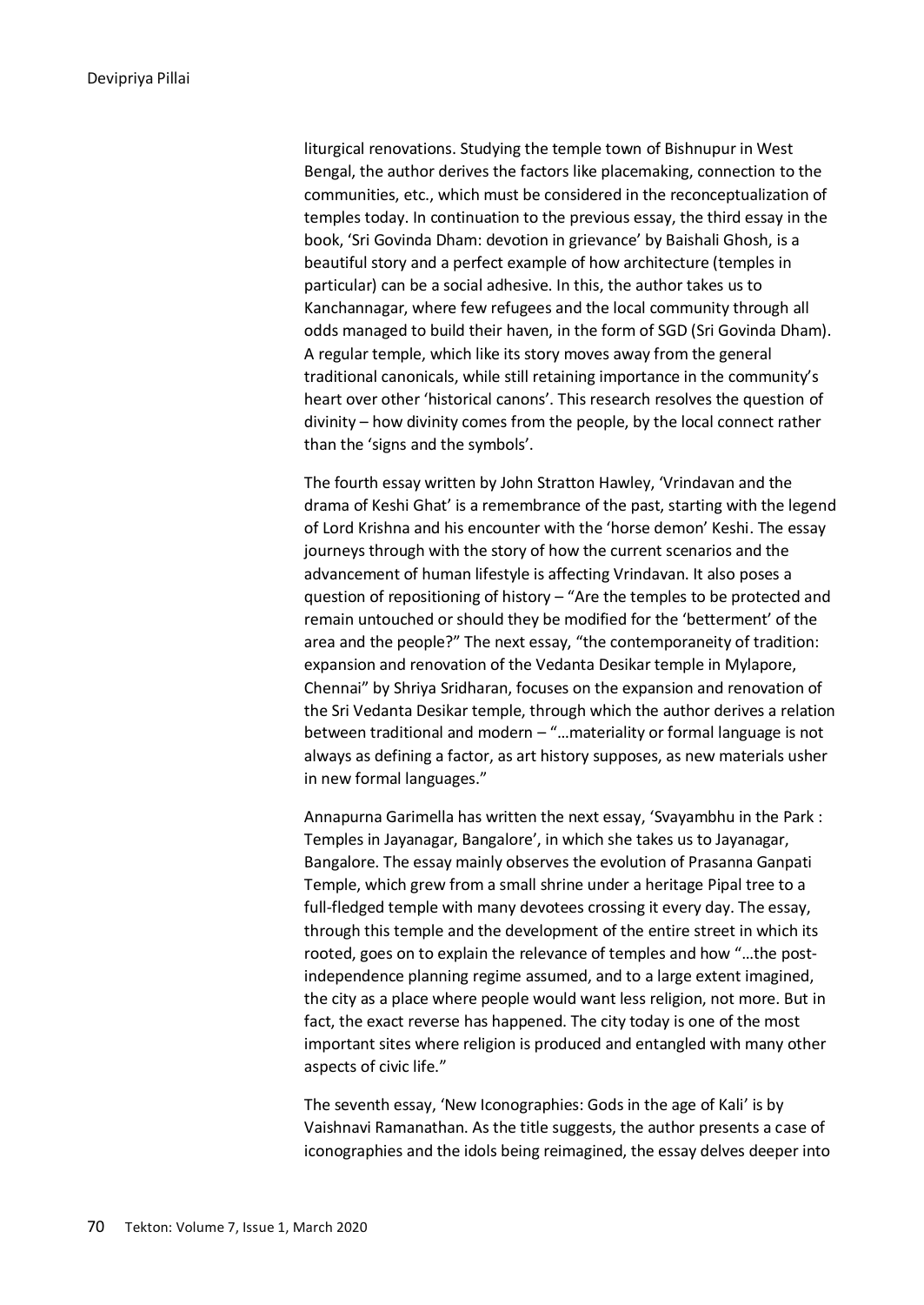liturgical renovations. Studying the temple town of Bishnupur in West Bengal, the author derives the factors like placemaking, connection to the communities, etc., which must be considered in the reconceptualization of temples today. In continuation to the previous essay, the third essay in the book, 'Sri Govinda Dham: devotion in grievance' by Baishali Ghosh, is a beautiful story and a perfect example of how architecture (temples in particular) can be a social adhesive. In this, the author takes us to Kanchannagar, where few refugees and the local community through all odds managed to build their haven, in the form of SGD (Sri Govinda Dham). A regular temple, which like its story moves away from the general traditional canonicals, while still retaining importance in the community's heart over other 'historical canons'. This research resolves the question of divinity – how divinity comes from the people, by the local connect rather than the 'signs and the symbols'.

The fourth essay written by John Stratton Hawley, 'Vrindavan and the drama of Keshi Ghat' is a remembrance of the past, starting with the legend of Lord Krishna and his encounter with the 'horse demon' Keshi. The essay journeys through with the story of how the current scenarios and the advancement of human lifestyle is affecting Vrindavan. It also poses a question of repositioning of history – "Are the temples to be protected and remain untouched or should they be modified for the 'betterment' of the area and the people?" The next essay, "the contemporaneity of tradition: expansion and renovation of the Vedanta Desikar temple in Mylapore, Chennai" by Shriya Sridharan, focuses on the expansion and renovation of the Sri Vedanta Desikar temple, through which the author derives a relation between traditional and modern – "…materiality or formal language is not always as defining a factor, as art history supposes, as new materials usher in new formal languages."

Annapurna Garimella has written the next essay, 'Svayambhu in the Park : Temples in Jayanagar, Bangalore', in which she takes us to Jayanagar, Bangalore. The essay mainly observes the evolution of Prasanna Ganpati Temple, which grew from a small shrine under a heritage Pipal tree to a full-fledged temple with many devotees crossing it every day. The essay, through this temple and the development of the entire street in which its rooted, goes on to explain the relevance of temples and how "…the post-independence planning regime assumed, and to a large extent imagined, the city as a place where people would want less religion, not more. But in fact, the exact reverse has happened. The city today is one of the most important sites where religion is produced and entangled with many other aspects of civic life."

The seventh essay, 'New Iconographies: Gods in the age of Kali' is by Vaishnavi Ramanathan. As the title suggests, the author presents a case of iconographies and the idols being reimagined, the essay delves deeper into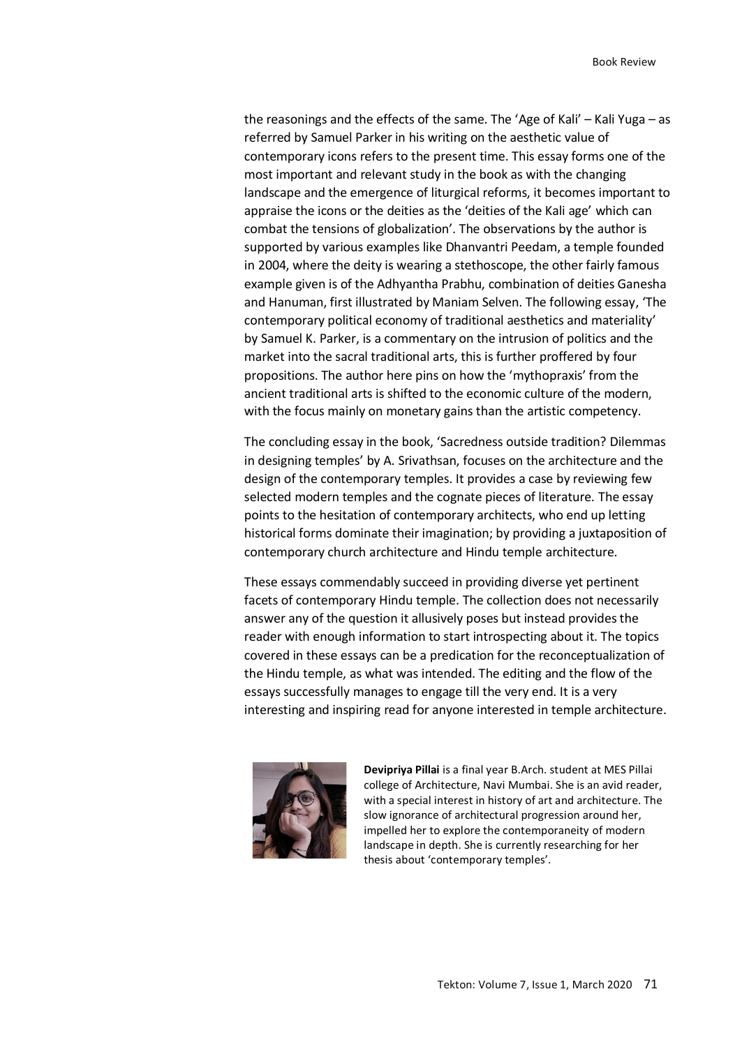the reasonings and the effects of the same. The 'Age of Kali' – Kali Yuga – as referred by Samuel Parker in his writing on the aesthetic value of contemporary icons refers to the present time. This essay forms one of the most important and relevant study in the book as with the changing landscape and the emergence of liturgical reforms, it becomes important to appraise the icons or the deities as the 'deities of the Kali age' which can combat the tensions of globalization'. The observations by the author is supported by various examples like Dhanvantri Peedam, a temple founded in 2004, where the deity is wearing a stethoscope, the other fairly famous example given is of the Adhyantha Prabhu, combination of deities Ganesha and Hanuman, first illustrated by Maniam Selven. The following essay, 'The contemporary political economy of traditional aesthetics and materiality' by Samuel K. Parker, is a commentary on the intrusion of politics and the market into the sacral traditional arts, this is further proffered by four propositions. The author here pins on how the 'mythopraxis' from the ancient traditional arts is shifted to the economic culture of the modern, with the focus mainly on monetary gains than the artistic competency.

The concluding essay in the book, 'Sacredness outside tradition? Dilemmas in designing temples' by A. Srivathsan, focuses on the architecture and the design of the contemporary temples. It provides a case by reviewing few selected modern temples and the cognate pieces of literature. The essay points to the hesitation of contemporary architects, who end up letting historical forms dominate their imagination; by providing a juxtaposition of contemporary church architecture and Hindu temple architecture.

These essays commendably succeed in providing diverse yet pertinent facets of contemporary Hindu temple. The collection does not necessarily answer any of the question it allusively poses but instead provides the reader with enough information to start introspecting about it. The topics covered in these essays can be a predication for the reconceptualization of the Hindu temple, as what was intended. The editing and the flow of the essays successfully manages to engage till the very end. It is a very interesting and inspiring read for anyone interested in temple architecture.

**Devipriya Pillai** is a final year B.Arch. student at MES Pillai college of Architecture, Navi Mumbai. She is an avid reader, with a special interest in history of art and architecture. The slow ignorance of architectural progression around her, impelled her to explore the contemporaneity of modern landscape in depth. She is currently researching for her thesis about 'contemporary temples'.